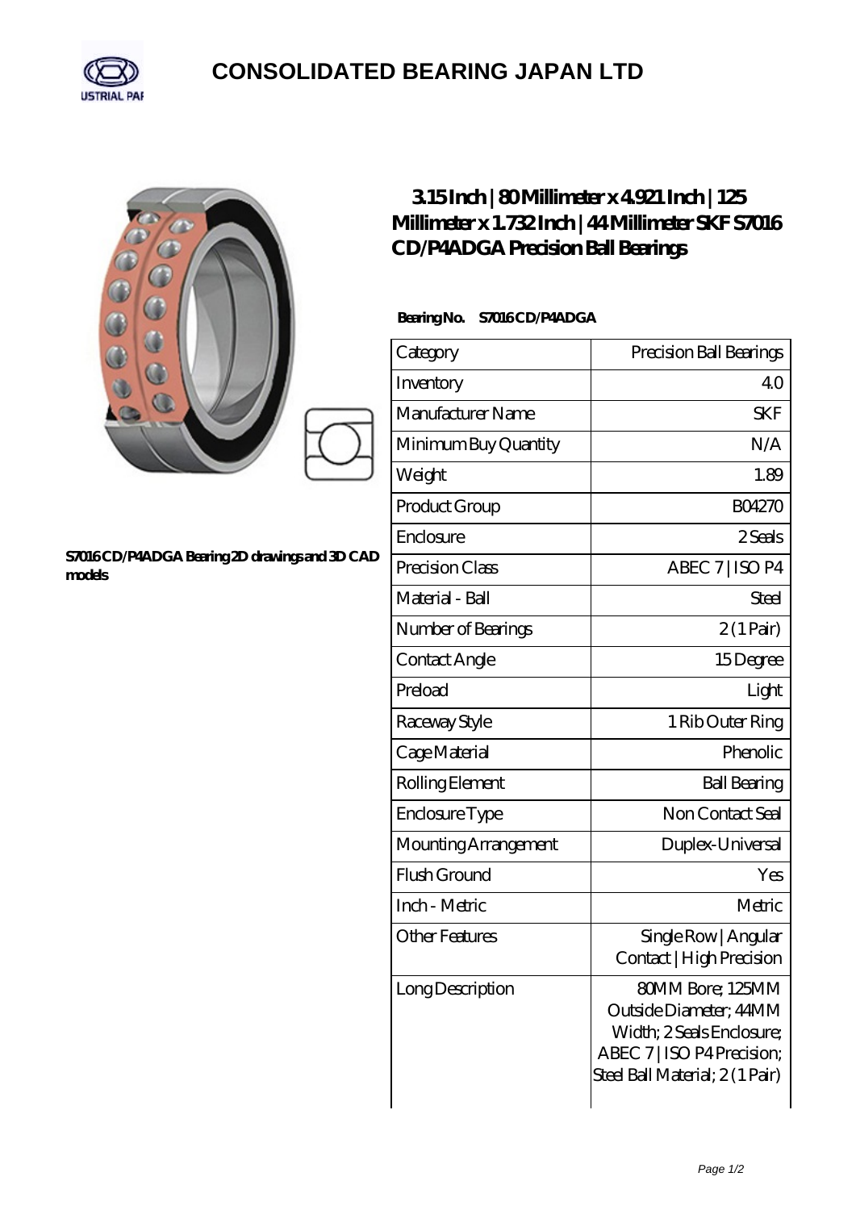# CONSOLIDATED BEARING JAPAN LTD

S7016 CD/P4ADGA Bearing 2D drawings and 3D CAD models

## 3.15 Inch | 80 Millimeter x 4.921 Inch | 125 Millimeter x 1.732 Inch | 44 Millimeter SKF S7016 CD/P4ADGA Precision Ball Bearings

**Bearing No. S7016 CD/P4ADGA**

| Category | Precision Ball Bearings |
|---|---|
| Inventory | 4.0 |
| Manufacturer Name | SKF |
| Minimum Buy Quantity | N/A |
| Weight | 1.89 |
| Product Group | B04270 |
| Enclosure | 2 Seals |
| Precision Class | ABEC 7 \| ISO P4 |
| Material - Ball | Steel |
| Number of Bearings | 2 (1 Pair) |
| Contact Angle | 15 Degree |
| Preload | Light |
| Raceway Style | 1 Rib Outer Ring |
| Cage Material | Phenolic |
| Rolling Element | Ball Bearing |
| Enclosure Type | Non Contact Seal |
| Mounting Arrangement | Duplex-Universal |
| Flush Ground | Yes |
| Inch - Metric | Metric |
| Other Features | Single Row \| Angular Contact \| High Precision |
| Long Description | 80MM Bore; 125MM Outside Diameter; 44MM Width; 2 Seals Enclosure; ABEC 7 \| ISO P4 Precision; Steel Ball Material; 2 (1 Pair) |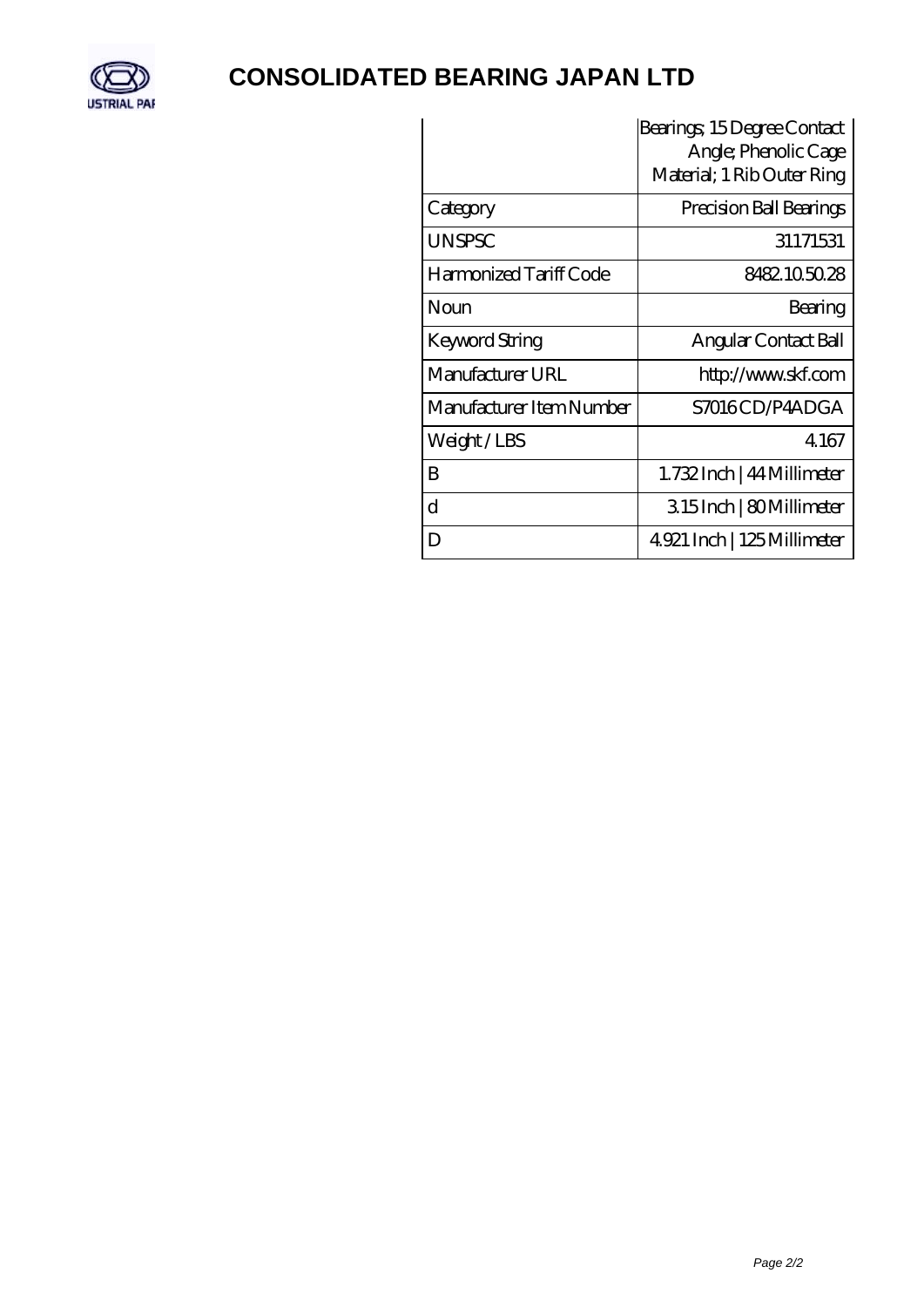| | |
|---|---|
| | Bearings; 15 Degree Contact Angle; Phenolic Cage Material; 1 Rib Outer Ring |
| Category | Precision Ball Bearings |
| UNSPSC | 31171531 |
| Harmonized Tariff Code | 8482.10.50.28 |
| Noun | Bearing |
| Keyword String | Angular Contact Ball |
| Manufacturer URL | http://www.skf.com |
| Manufacturer Item Number | S7016 CD/P4ADGA |
| Weight / LBS | 4.167 |
| B | 1.732 Inch \| 44 Millimeter |
| d | 3.15 Inch \| 80 Millimeter |
| D | 4.921 Inch \| 125 Millimeter |